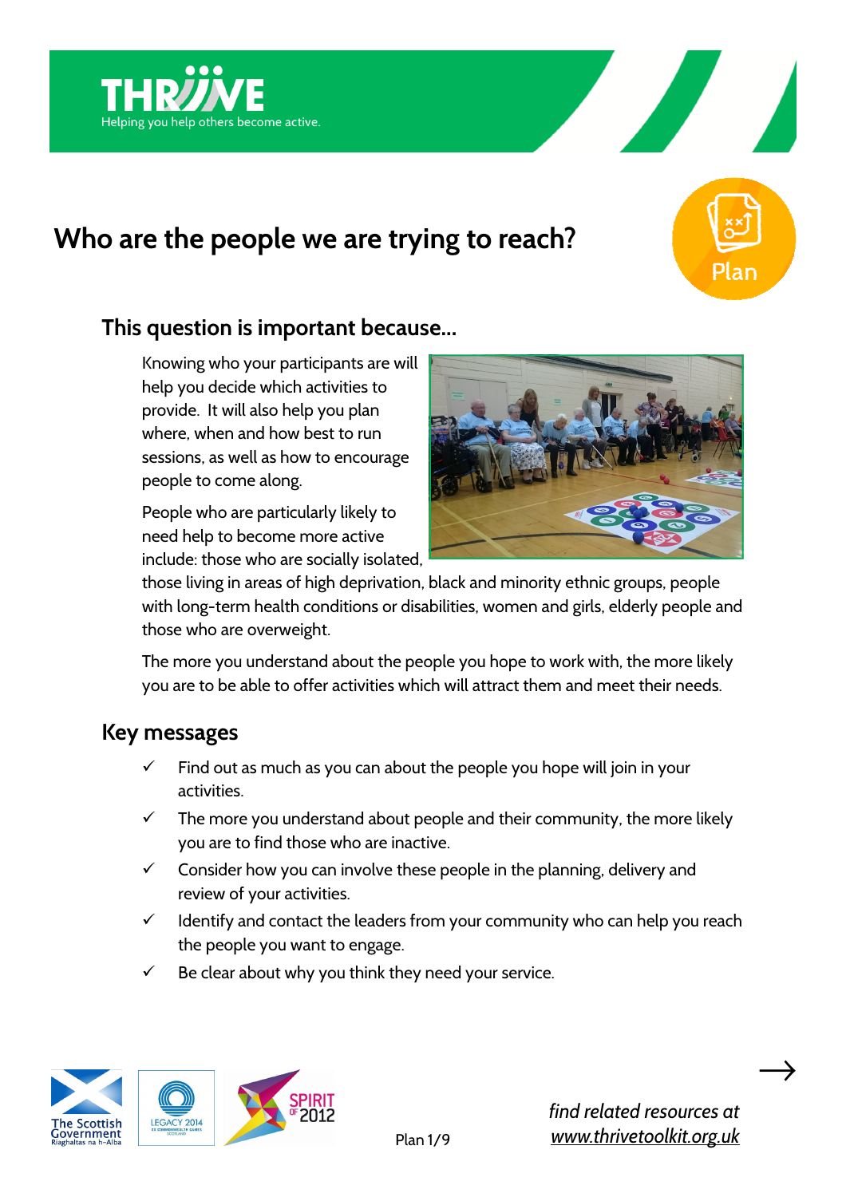# Who are the people we are trying to reach?

## This question is important because...

Knowing who your participants are will help you decide which activities to provide. It will also help you plan where, when and how best to run sessions, as well as how to encourage people to come along.

People who are particularly likely to need help to become more active include: those who are socially isolated, those living in areas of high deprivation, black and minority ethnic groups, people with long-term health conditions or disabilities, women and girls, elderly people and those who are overweight.

The more you understand about the people you hope to work with, the more likely you are to be able to offer activities which will attract them and meet their needs.

## Key messages

- ✓ Find out as much as you can about the people you hope will join in your activities.
- ✓ The more you understand about people and their community, the more likely you are to find those who are inactive.
- ✓ Consider how you can involve these people in the planning, delivery and review of your activities.
- ✓ Identify and contact the leaders from your community who can help you reach the people you want to engage.
- ✓ Be clear about why you think they need your service.

*find related resources at [www.thrivetoolkit.org.uk](http://www.thrivetoolkit.org.uk)*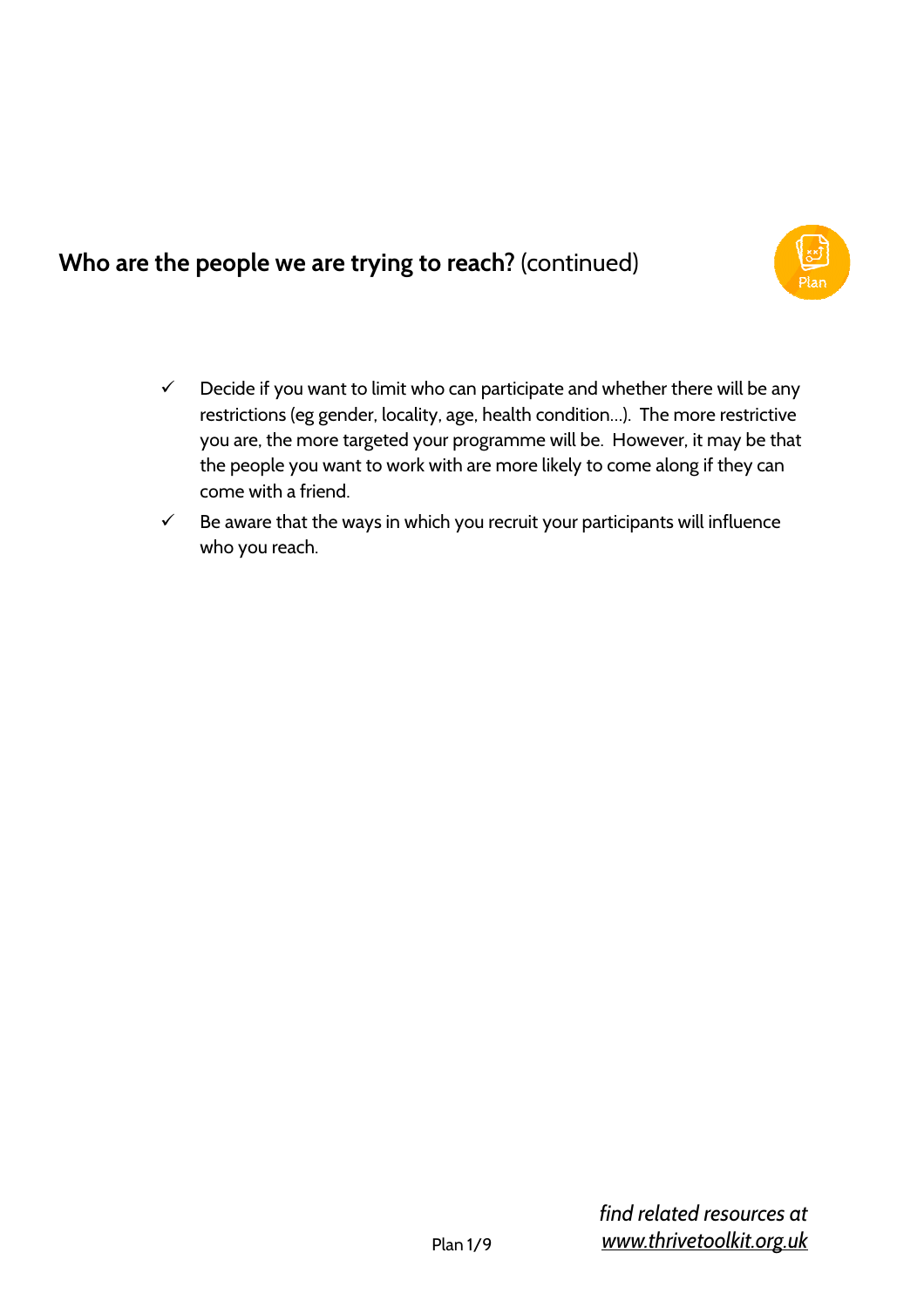## **Who are the people we are trying to reach?** (continued)

- ✓ Decide if you want to limit who can participate and whether there will be any restrictions (eg gender, locality, age, health condition…). The more restrictive you are, the more targeted your programme will be. However, it may be that the people you want to work with are more likely to come along if they can come with a friend.
- ✓ Be aware that the ways in which you recruit your participants will influence who you reach.

*find related resources at [www.thrivetoolkit.org.uk](www.thrivetoolkit.org.uk)*